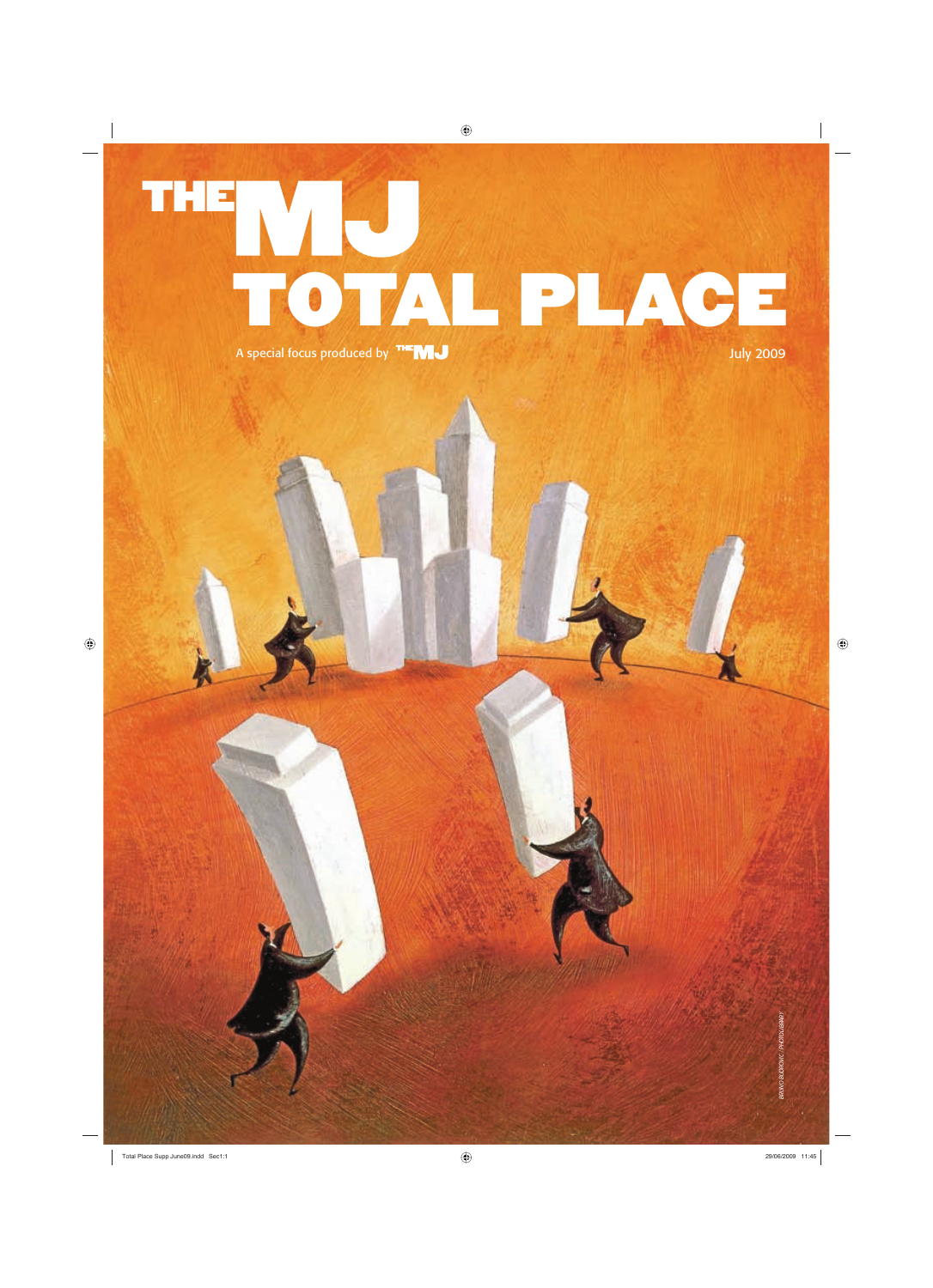# THE MJ TOTAL PLACE

A special focus produced by THE MJ

July 2009

BRUNO BUDROVIC / PHOTOLIBRARY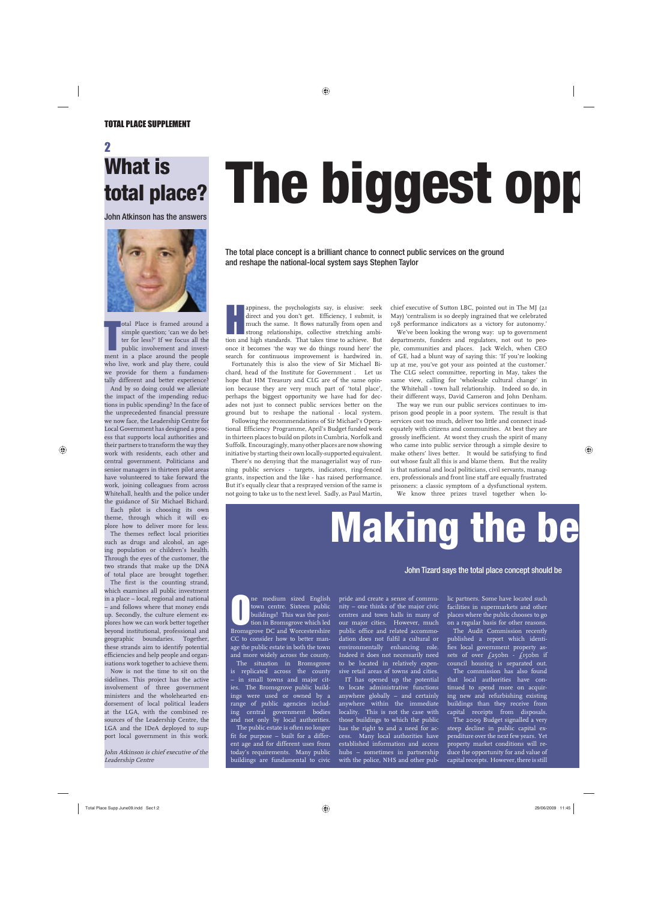TOTAL PLACE SUPPLEMENT

## What is total place?

John Atkinson has the answers

Total Place is framed around a simple question; 'can we do better for less?' If we focus all the public involvement and investment in a place around the people who live, work and play there, could we provide for them a fundamentally different and better experience?

And by so doing could we alleviate the impact of the impending reductions in public spending? In the face of the unprecedented financial pressure we now face, the Leadership Centre for Local Government has designed a process that supports local authorities and their partners to transform the way they work with residents, each other and central government. Politicians and senior managers in thirteen pilot areas have volunteered to take forward the work, joining colleagues from across Whitehall, health and the police under the guidance of Sir Michael Bichard.

Each pilot is choosing its own theme, through which it will explore how to deliver more for less.

The themes reflect local priorities such as drugs and alcohol, an ageing population or children's health. Through the eyes of the customer, the two strands that make up the DNA of total place are brought together.

The first is the counting strand, which examines all public investment in a place – local, regional and national – and follows where that money ends up. Secondly, the culture element explores how we can work better together beyond institutional, professional and geographic boundaries. Together, these strands aim to identify potential efficiencies and help people and organisations work together to achieve them.

Now is not the time to sit on the sidelines. This project has the active involvement of three government ministers and the wholehearted endorsement of local political leaders at the LGA, with the combined resources of the Leadership Centre, the LGA and the IDeA deployed to support local government in this work.

*John Atkinson is chief executive of the Leadership Centre*

# The biggest opp

The total place concept is a brilliant chance to connect public services on the ground and reshape the national-local system says Stephen Taylor

Happiness, the psychologists say, is elusive: seek direct and you don't get. Efficiency, I submit, is much the same. It flows naturally from open and strong relationships, collective stretching ambition and high standards. That takes time to achieve. But once it becomes 'the way we do things round here' the search for continuous improvement is hardwired in.

Fortunately this is also the view of Sir Michael Bichard, head of the Institute for Government . Let us hope that HM Treasury and CLG are of the same opinion because they are very much part of 'total place', perhaps the biggest opportunity we have had for decades not just to connect public services better on the ground but to reshape the national - local system.

Following the recommendations of Sir Michael's Operational Efficiency Programme, April's Budget funded work in thirteen places to build on pilots in Cumbria, Norfolk and Suffolk. Encouragingly, many other places are now showing initiative by starting their own locally-supported equivalent.

There's no denying that the managerialist way of running public services - targets, indicators, ring-fenced grants, inspection and the like - has raised performance. But it's equally clear that a resprayed version of the same is not going to take us to the next level. Sadly, as Paul Martin, chief executive of Sutton LBC, pointed out in The MJ (21 May) 'centralism is so deeply ingrained that we celebrated 198 performance indicators as a victory for autonomy.'

We've been looking the wrong way: up to government departments, funders and regulators, not out to people, communities and places. Jack Welch, when CEO of GE, had a blunt way of saying this: 'If you're looking up at me, you've got your ass pointed at the customer.' The CLG select committee, reporting in May, takes the same view, calling for 'wholesale cultural change' in the Whitehall - town hall relationship. Indeed so do, in their different ways, David Cameron and John Denham.

The way we run our public services continues to imprison good people in a poor system. The result is that services cost too much, deliver too little and connect inadequately with citizens and communities. At best they are grossly inefficient. At worst they crush the spirit of many who came into public service through a simple desire to make others' lives better. It would be satisfying to find out whose fault all this is and blame them. But the reality is that national and local politicians, civil servants, managers, professionals and front line staff are equally frustrated prisoners: a classic symptom of a dysfunctional system.

We know three prizes travel together when lo-

# Making the be

John Tizard says the total place concept should be

One medium sized English town centre. Sixteen public buildings! This was the position in Bromsgrove which led Bromsgrove DC and Worcestershire CC to consider how to better manage the public estate in both the town and more widely across the county.

The situation in Bromsgrove is replicated across the county – in small towns and major cities. The Bromsgrove public buildings were used or owned by a range of public agencies including central government bodies and not only by local authorities.

The public estate is often no longer fit for purpose – built for a different age and for different uses from today's requirements. Many public buildings are fundamental to civic pride and create a sense of community – one thinks of the major civic centres and town halls in many of our major cities. However, much public office and related accommodation does not fulfil a cultural or environmentally enhancing role. Indeed it does not necessarily need to be located in relatively expensive retail areas of towns and cities.

IT has opened up the potential to locate administrative functions anywhere globally – and certainly anywhere within the immediate locality. This is not the case with those buildings to which the public has the right to and a need for access. Many local authorities have established information and access hubs – sometimes in partnership with the police, NHS and other public partners. Some have located such facilities in supermarkets and other places where the public chooses to go on a regular basis for other reasons.

The Audit Commission recently published a report which identifies local government property assets of over £250bn - £150bn if council housing is separated out.

The commission has also found that local authorities have continued to spend more on acquiring new and refurbishing existing buildings than they receive from capital receipts from disposals.

The 2009 Budget signalled a very steep decline in public capital expenditure over the next few years. Yet property market conditions will reduce the opportunity for and value of capital receipts. However, there is still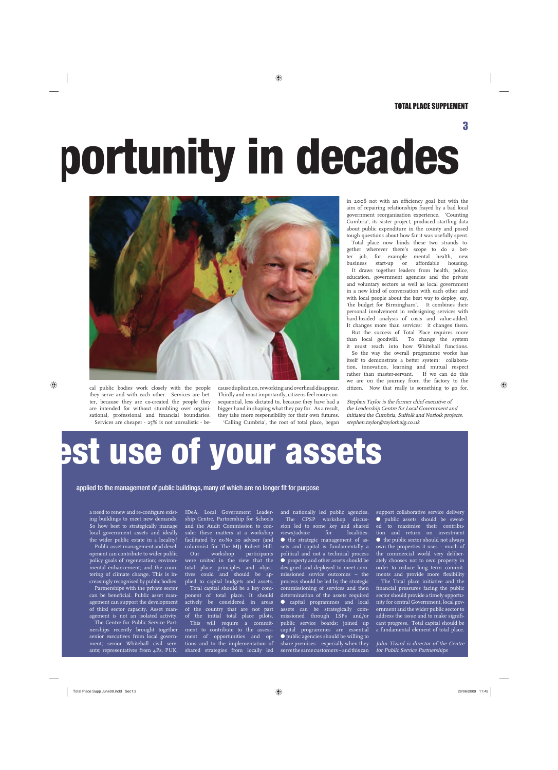# portunity in decades

cal public bodies work closely with the people they serve and with each other. Services are better, because they are co-created the people they are intended for without stumbling over organisational, professional and financial boundaries.

Services are cheaper - 25% is not unrealistic - because duplication, reworking and overhead disappear. Thirdly and most importantly, citizens feel more consequential, less dictated to, because they have had a bigger hand in shaping what they pay for. As a result, they take more responsibility for their own futures.

'Calling Cumbria', the root of total place, began in 2008 not with an efficiency goal but with the aim of repairing relationships frayed by a bad local government reorganisation experience. 'Counting Cumbria', its sister project, produced startling data about public expenditure in the county and posed tough questions about how far it was usefully spent.

Total place now binds these two strands together wherever there's scope to do a better job, for example mental health, new business start-up or affordable housing.

It draws together leaders from health, police, education, government agencies and the private and voluntary sectors as well as local government in a new kind of conversation with each other and with local people about the best way to deploy, say, 'the budget for Birmingham'. It combines their personal involvement in redesigning services with hard-headed analysis of costs and value-added. It changes more than services: it changes them.

But the success of Total Place requires more than local goodwill. To change the system it must reach into how Whitehall functions.

So the way the overall programme works has itself to demonstrate a better system: collaboration, innovation, learning and mutual respect rather than master-servant. If we can do this we are on the journey from the factory to the citizen. Now that really is something to go for.

*Stephen Taylor is the former chief executive of the Leadership Centre for Local Government and initiated the Cumbria, Suffolk and Norfolk projects. stephen.taylor@taylorhaig.co.uk*

# est use of your assets

**applied to the management of public buildings, many of which are no longer fit for purpose**

a need to renew and re-configure existing buildings to meet new demands. So how best to strategically manage local government assets and ideally the wider public estate in a locality?

Public asset management and development can contribute to wider public policy goals of regeneration; environmental enhancement; and the countering of climate change. This is increasingly recognised by public bodies.

Partnerships with the private sector can be beneficial. Public asset management can support the development of third sector capacity. Asset management is not an isolated activity.

The Centre for Public Service Partnerships recently brought together senior executives from local government; senior Whitehall civil servants; representatives from 4Ps, PUK, IDeA, Local Government Leadership Centre, Partnership for Schools and the Audit Commission to consider these matters at a workshop facilitated by ex-No 10 adviser (and columnist for The MJ) Robert Hill.

Our workshop participants were united in the view that the total place principles and objectives could and should be applied to capital budgets and assets.

Total capital should be a key component of total place. It should actively be considered in areas of the country that are not part of the initial total place pilots.

This will require a commitment to contribute to the assessment of opportunities and options and to the implementation of shared strategies from locally led and nationally led public agencies.

The CPSP workshop discussion led to some key and shared views/advice for localities:

- the strategic management of assets and capital is fundamentally a political and not a technical process
- property and other assets should be designed and deployed to meet commissioned service outcomes – the process should be led by the strategic commissioning of services and then determination of the assets required
- capital programmes and local assets can be strategically commissioned through LSPs and/or public service boards; joined up capital programmes are essential
- public agencies should be willing to share premises – especially when they serve the same customers – and this can support collaborative service delivery
- public assets should be sweated to maximise their contribution and return on investment
- the public sector should not always own the properties it uses – much of the commercial world very deliberately chooses not to own property in order to reduce long term commitments and provide more flexibility

The Total place initiative and the financial pressures facing the public sector should provide a timely opportunity for central Government, local government and the wider public sector to address the issue and to make significant progress. Total capital should be a fundamental element of total place.

*John Tizard is director of the Centre for Public Service Partnerships*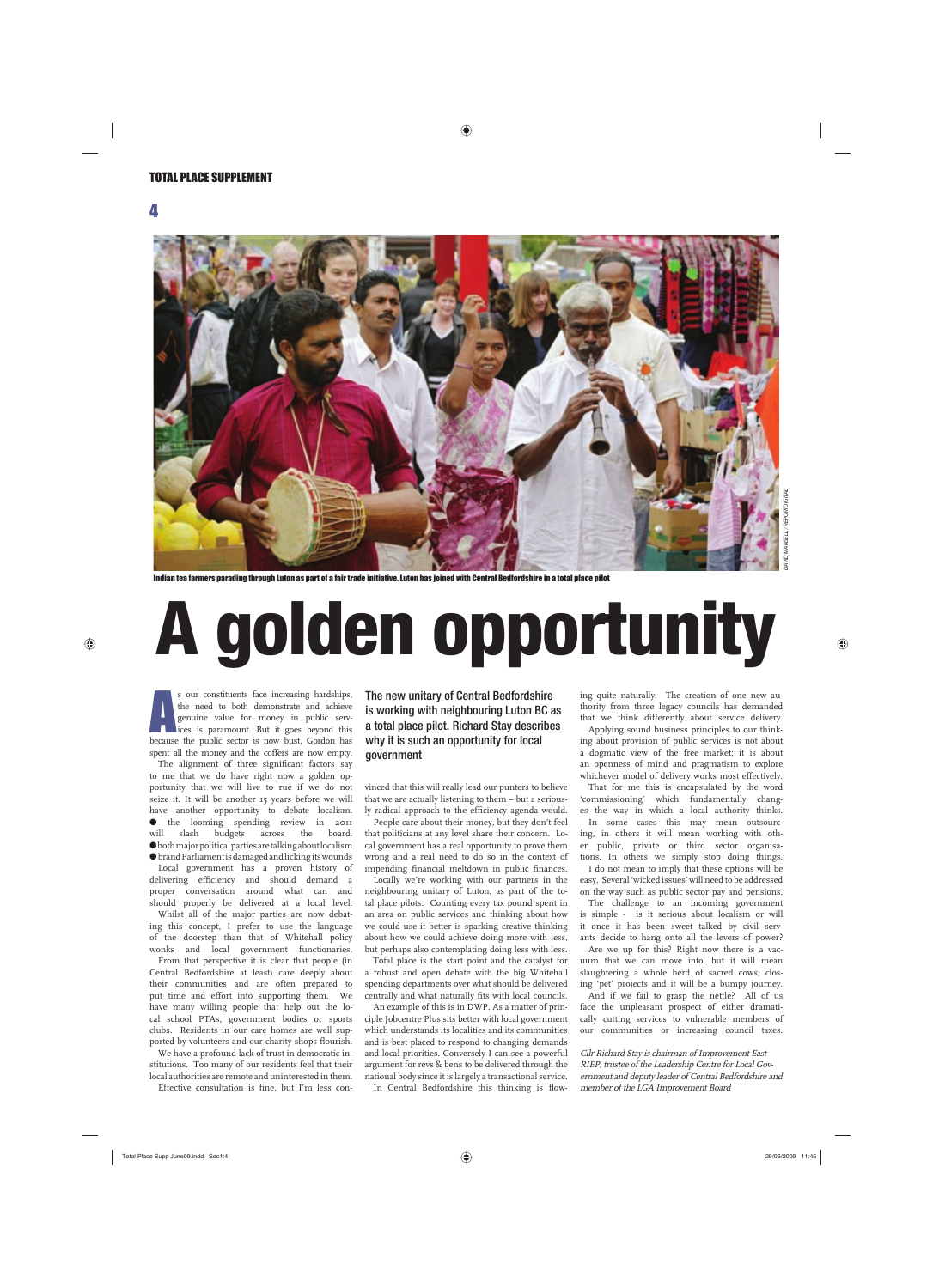Indian tea farmers parading through Luton as part of a fair trade initiative. Luton has joined with Central Bedfordshire in a total place pilot

DAVID MANSELL / REPORTDIGITAL

# A golden opportunity

**The new unitary of Central Bedfordshire is working with neighbouring Luton BC as a total place pilot. Richard Stay describes why it is such an opportunity for local government**

As our constituents face increasing hardships, the need to both demonstrate and achieve genuine value for money in public services is paramount. But it goes beyond this because the public sector is now bust, Gordon has spent all the money and the coffers are now empty.

The alignment of three significant factors say to me that we do have right now a golden opportunity that we will live to rue if we do not seize it. It will be another 15 years before we will have another opportunity to debate localism.

- the looming spending review in 2011 will slash budgets across the board.
- both major political parties are talking about localism
- brand Parliament is damaged and licking its wounds

Local government has a proven history of delivering efficiency and should demand a proper conversation around what can and should properly be delivered at a local level.

Whilst all of the major parties are now debating this concept, I prefer to use the language of the doorstep than that of Whitehall policy wonks and local government functionaries.

From that perspective it is clear that people (in Central Bedfordshire at least) care deeply about their communities and are often prepared to put time and effort into supporting them. We have many willing people that help out the local school PTAs, government bodies or sports clubs. Residents in our care homes are well supported by volunteers and our charity shops flourish.

We have a profound lack of trust in democratic institutions. Too many of our residents feel that their local authorities are remote and uninterested in them.

Effective consultation is fine, but I'm less convinced that this will really lead our punters to believe that we are actually listening to them – but a seriously radical approach to the efficiency agenda would.

People care about their money, but they don't feel that politicians at any level share their concern. Local government has a real opportunity to prove them wrong and a real need to do so in the context of impending financial meltdown in public finances.

Locally we're working with our partners in the neighbouring unitary of Luton, as part of the total place pilots. Counting every tax pound spent in an area on public services and thinking about how we could use it better is sparking creative thinking about how we could achieve doing more with less, but perhaps also contemplating doing less with less.

Total place is the start point and the catalyst for a robust and open debate with the big Whitehall spending departments over what should be delivered centrally and what naturally fits with local councils.

An example of this is in DWP. As a matter of principle Jobcentre Plus sits better with local government which understands its localities and its communities and is best placed to respond to changing demands and local priorities. Conversely I can see a powerful argument for revs & bens to be delivered through the national body since it is largely a transactional service.

In Central Bedfordshire this thinking is flowing quite naturally. The creation of one new authority from three legacy councils has demanded that we think differently about service delivery.

Applying sound business principles to our thinking about provision of public services is not about a dogmatic view of the free market; it is about an openness of mind and pragmatism to explore whichever model of delivery works most effectively.

That for me this is encapsulated by the word 'commissioning' which fundamentally changes the way in which a local authority thinks.

In some cases this may mean outsourcing, in others it will mean working with other public, private or third sector organisations. In others we simply stop doing things.

I do not mean to imply that these options will be easy. Several 'wicked issues' will need to be addressed on the way such as public sector pay and pensions.

The challenge to an incoming government is simple - is it serious about localism or will it once it has been sweet talked by civil servants decide to hang onto all the levers of power?

Are we up for this? Right now there is a vacuum that we can move into, but it will mean slaughtering a whole herd of sacred cows, closing 'pet' projects and it will be a bumpy journey.

And if we fail to grasp the nettle? All of us face the unpleasant prospect of either dramatically cutting services to vulnerable members of our communities or increasing council taxes.

*Cllr Richard Stay is chairman of Improvement East RIEP, trustee of the Leadership Centre for Local Government and deputy leader of Central Bedfordshire and member of the LGA Improvement Board*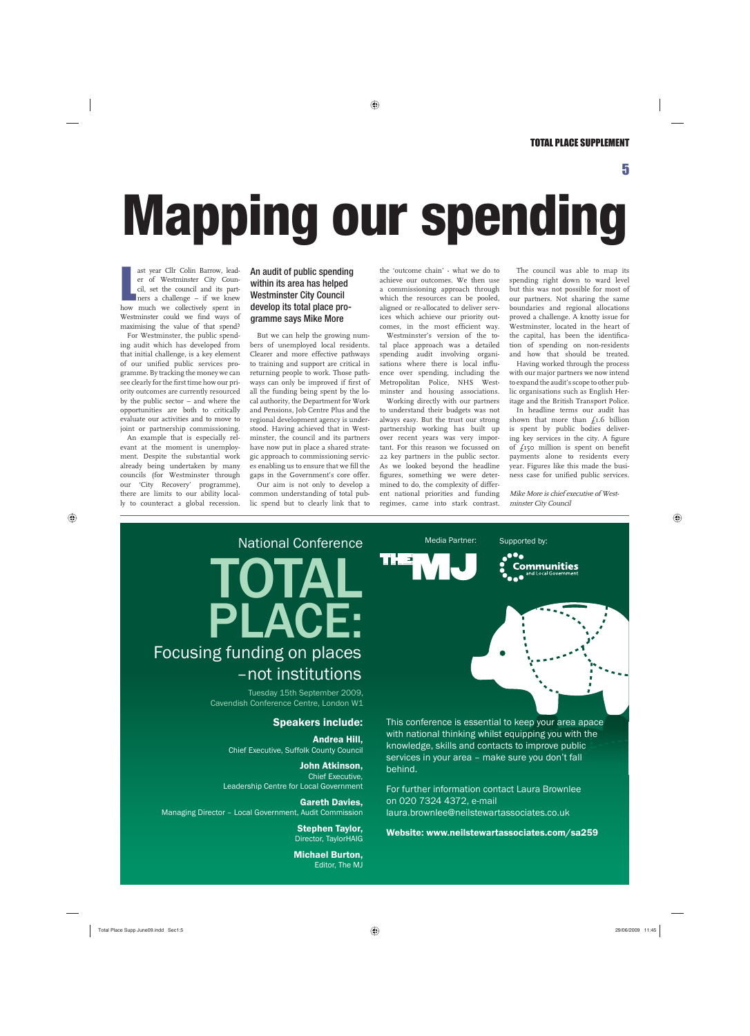# Mapping our spending

**An audit of public spending within its area has helped Westminster City Council develop its total place programme says Mike More**

Last year Cllr Colin Barrow, leader of Westminster City Council, set the council and its partners a challenge – if we knew how much we collectively spent in Westminster could we find ways of maximising the value of that spend?

For Westminster, the public spending audit which has developed from that initial challenge, is a key element of our unified public services programme. By tracking the money we can see clearly for the first time how our priority outcomes are currently resourced by the public sector – and where the opportunities are both to critically evaluate our activities and to move to joint or partnership commissioning.

An example that is especially relevant at the moment is unemployment. Despite the substantial work already being undertaken by many councils (for Westminster through our 'City Recovery' programme), there are limits to our ability locally to counteract a global recession.

But we can help the growing numbers of unemployed local residents. Clearer and more effective pathways to training and support are critical in returning people to work. Those pathways can only be improved if first of all the funding being spent by the local authority, the Department for Work and Pensions, Job Centre Plus and the regional development agency is understood. Having achieved that in Westminster, the council and its partners have now put in place a shared strategic approach to commissioning services enabling us to ensure that we fill the gaps in the Government's core offer.

Our aim is not only to develop a common understanding of total public spend but to clearly link that to the 'outcome chain' - what we do to achieve our outcomes. We then use a commissioning approach through which the resources can be pooled, aligned or re-allocated to deliver services which achieve our priority outcomes, in the most efficient way.

Westminster's version of the total place approach was a detailed spending audit involving organisations where there is local influence over spending, including the Metropolitan Police, NHS Westminster and housing associations.

Working directly with our partners to understand their budgets was not always easy. But the trust our strong partnership working has built up over recent years was very important. For this reason we focussed on 22 key partners in the public sector. As we looked beyond the headline figures, something we were determined to do, the complexity of different national priorities and funding regimes, came into stark contrast.

The council was able to map its spending right down to ward level but this was not possible for most of our partners. Not sharing the same boundaries and regional allocations proved a challenge. A knotty issue for Westminster, located in the heart of the capital, has been the identification of spending on non-residents and how that should be treated.

Having worked through the process with our major partners we now intend to expand the audit's scope to other public organisations such as English Heritage and the British Transport Police.

In headline terms our audit has shown that more than £1.6 billion is spent by public bodies delivering key services in the city. A figure of £150 million is spent on benefit payments alone to residents every year. Figures like this made the business case for unified public services.

*Mike More is chief executive of Westminster City Council*

---

National Conference

# TOTAL PLACE:

## Focusing funding on places –not institutions

Tuesday 15th September 2009,
Cavendish Conference Centre, London W1

Media Partner: THE MJ

Supported by: Communities and Local Government

### Speakers include:

**Andrea Hill,**
Chief Executive, Suffolk County Council

**John Atkinson,**
Chief Executive,
Leadership Centre for Local Government

**Gareth Davies,**
Managing Director – Local Government, Audit Commission

**Stephen Taylor,**
Director, TaylorHAIG

**Michael Burton,**
Editor, The MJ

This conference is essential to keep your area apace with national thinking whilst equipping you with the knowledge, skills and contacts to improve public services in your area – make sure you don't fall behind.

For further information contact Laura Brownlee on 020 7324 4372, e-mail laura.brownlee@neilstewartassociates.co.uk

**Website: www.neilstewartassociates.com/sa259**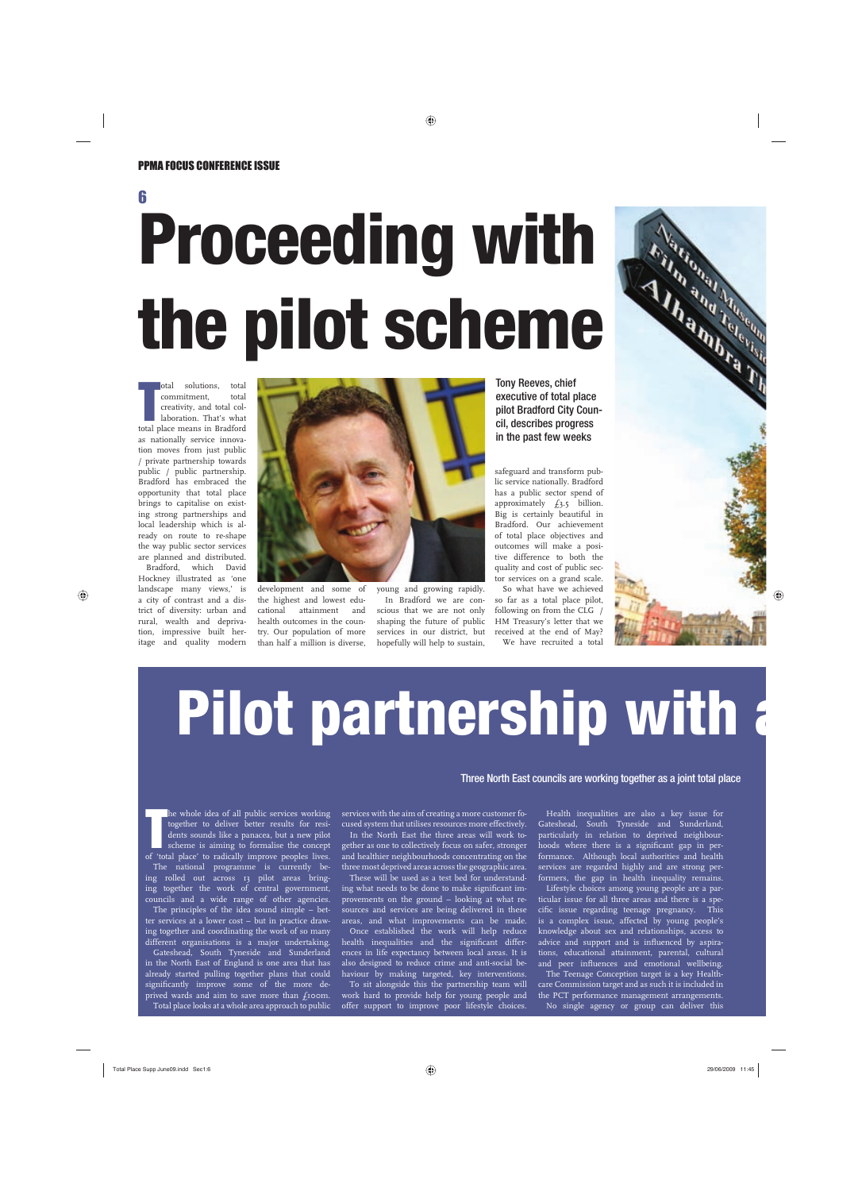PPMA FOCUS CONFERENCE ISSUE

# Proceeding with the pilot scheme

**Tony Reeves, chief executive of total place pilot Bradford City Council, describes progress in the past few weeks**

Total solutions, total commitment, total creativity, and total collaboration. That's what total place means in Bradford as nationally service innovation moves from just public / private partnership towards public / public partnership. Bradford has embraced the opportunity that total place brings to capitalise on existing strong partnerships and local leadership which is already on route to re-shape the way public sector services are planned and distributed.

Bradford, which David Hockney illustrated as 'one landscape many views,' is a city of contrast and a district of diversity: urban and rural, wealth and deprivation, impressive built heritage and quality modern development and some of the highest and lowest educational attainment and health outcomes in the country. Our population of more than half a million is diverse, young and growing rapidly.

In Bradford we are conscious that we are not only shaping the future of public services in our district, but hopefully will help to sustain, safeguard and transform public service nationally. Bradford has a public sector spend of approximately £3.5 billion. Big is certainly beautiful in Bradford. Our achievement of total place objectives and outcomes will make a positive difference to both the quality and cost of public sector services on a grand scale.

So what have we achieved so far as a total place pilot, following on from the CLG / HM Treasury's letter that we received at the end of May?

We have recruited a total

# Pilot partnership with a

**Three North East councils are working together as a joint total place**

The whole idea of all public services working together to deliver better results for residents sounds like a panacea, but a new pilot scheme is aiming to formalise the concept of 'total place' to radically improve peoples lives.

The national programme is currently being rolled out across 13 pilot areas bringing together the work of central government, councils and a wide range of other agencies.

The principles of the idea sound simple – better services at a lower cost – but in practice drawing together and coordinating the work of so many different organisations is a major undertaking.

Gateshead, South Tyneside and Sunderland in the North East of England is one area that has already started pulling together plans that could significantly improve some of the more deprived wards and aim to save more than £100m.

Total place looks at a whole area approach to public services with the aim of creating a more customer focused system that utilises resources more effectively.

In the North East the three areas will work together as one to collectively focus on safer, stronger and healthier neighbourhoods concentrating on the three most deprived areas across the geographic area.

These will be used as a test bed for understanding what needs to be done to make significant improvements on the ground – looking at what resources and services are being delivered in these areas, and what improvements can be made.

Once established the work will help reduce health inequalities and the significant differences in life expectancy between local areas. It is also designed to reduce crime and anti-social behaviour by making targeted, key interventions.

To sit alongside this the partnership team will work hard to provide help for young people and offer support to improve poor lifestyle choices.

Health inequalities are also a key issue for Gateshead, South Tyneside and Sunderland, particularly in relation to deprived neighbourhoods where there is a significant gap in performance. Although local authorities and health services are regarded highly and are strong performers, the gap in health inequality remains.

Lifestyle choices among young people are a particular issue for all three areas and there is a specific issue regarding teenage pregnancy. This is a complex issue, affected by young people's knowledge about sex and relationships, access to advice and support and is influenced by aspirations, educational attainment, parental, cultural and peer influences and emotional wellbeing.

The Teenage Conception target is a key Healthcare Commission target and as such it is included in the PCT performance management arrangements.

No single agency or group can deliver this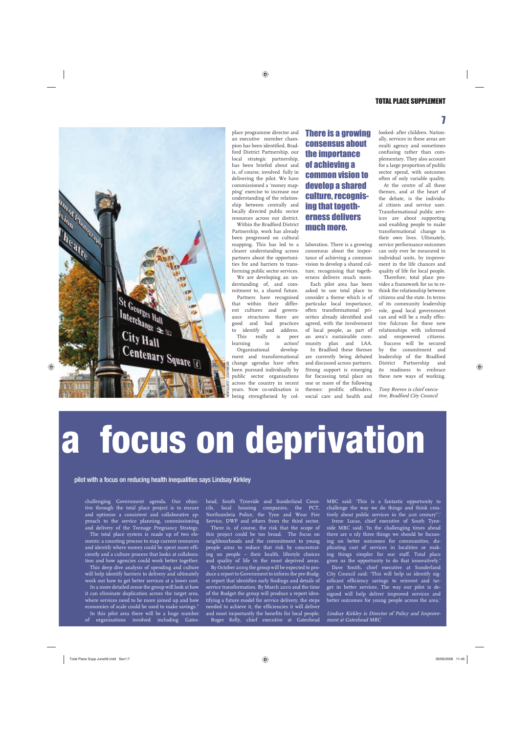place programme director and an executive member champion has been identified. Bradford District Partnership, our local strategic partnership, has been briefed about and is, of course, involved fully in delivering the pilot. We have commissioned a 'money mapping' exercise to increase our understanding of the relationship between centrally and locally directed public sector resources across our district.

Within the Bradford District Partnership, work has already been progressed on cultural mapping. This has led to a clearer understanding across partners about the opportunities for and barriers to transforming public sector services.

We are developing an understanding of, and commitment to, a shared future.

Partners have recognised that within their different cultures and governance structures there are good and bad practices to identify and address. This really is peer learning in action!

Organisational development and transformational change agendas have often been pursued individually by public sector organisations across the country in recent years. Now co-ordination is being strengthened by collaboration. There is a growing consensus about the importance of achieving a common vision to develop a shared culture, recognising that togetherness delivers much more.

**There is a growing consensus about the importance of achieving a common vision to develop a shared culture, recognising that togetherness delivers much more.**

Each pilot area has been asked to use total place to consider a theme which is of particular local importance, often transformational priorities already identified and agreed, with the involvement of local people, as part of an area's sustainable community plan and LAA.

In Bradford these themes are currently being debated and discussed across partners. Strong support is emerging for focussing total place on one or more of the following themes: prolific offenders, social care and health and looked- after children. Nationally, services in these areas are multi agency and sometimes confusing rather than complementary. They also account for a large proportion of public sector spend, with outcomes often of only variable quality.

At the centre of all these themes, and at the heart of the debate, is the individual citizen and service user. Transformational public services are about supporting and enabling people to make transformational change in their own lives. Ultimately, service performance outcomes can only ever be measured in individual units, by improvement in the life chances and quality of life for local people.

Therefore, total place provides a framework for us to rethink the relationship between citizens and the state. In terms of its community leadership role, good local government can and will be a really effective fulcrum for these new relationships with informed and empowered citizens.

Success will be secured by the commitment and leadership of the Bradford District Partnership and its readiness to embrace these new ways of working.

*Tony Reeves is chief executive, Bradford City Council*

# a focus on deprivation

pilot with a focus on reducing health inequalities says Lindsay Kirkley

challenging Government agenda. Our objective through the total place project is to ensure and optimise a consistent and collaborative approach to the service planning, commissioning and delivery of the Teenage Pregnancy Strategy.

The total place system is made up of two elements: a counting process to map current resources and identify where money could be spent more efficiently and a culture process that looks at collaboration and how agencies could work better together.

This deep dive analysis of spending and culture will help identify barriers to delivery and ultimately work out how to get better services at a lower cost.

In a more detailed sense the group will look at how it can eliminate duplication across the target area, where services need to be more joined up and how economies of scale could be used to make savings."

In this pilot area there will be a huge number of organisations involved including Gateshead, South Tyneside and Sunderland Councils, local housing companies, the PCT, Northumbria Police, the Tyne and Wear Fire Service, DWP and others from the third sector.

There is, of course, the risk that the scope of this project could be too broad. The focus on neighbourhoods and the commitment to young people aims to reduce that risk by concentrating on people – their health, lifestyle choices and quality of life in the most deprived areas.

By October 2009 the group will be expected to produce a report to Government to inform the pre-Budget report that identifies early findings and details of service transformation. By March 2010 and the time of the Budget the group will produce a report identifying a future model for service delivery, the steps needed to achieve it, the efficiencies it will deliver and most importantly the benefits for local people.

Roger Kelly, chief executive at Gateshead MBC said: 'This is a fantastic opportunity to challenge the way we do things and think creatively about public services in the 21st century".'

Irene Lucas, chief executive of South Tyneside MBC said: 'In the challenging times ahead there are o nly three things we should be focussing on better outcomes for communities, duplicating cost of services in localities or making things simpler for our staff. Total place gives us the opportunity to do that innovatively.'

Dave Smith, chief executive at Sunderland City Council said: 'This will help us identify significant efficiency savings to reinvest and target in better services. The way our pilot is designed will help deliver improved services and better outcomes for young people across the area.'

*Lindsay Kirkley is Director of Policy and Improvement at Gateshead MBC*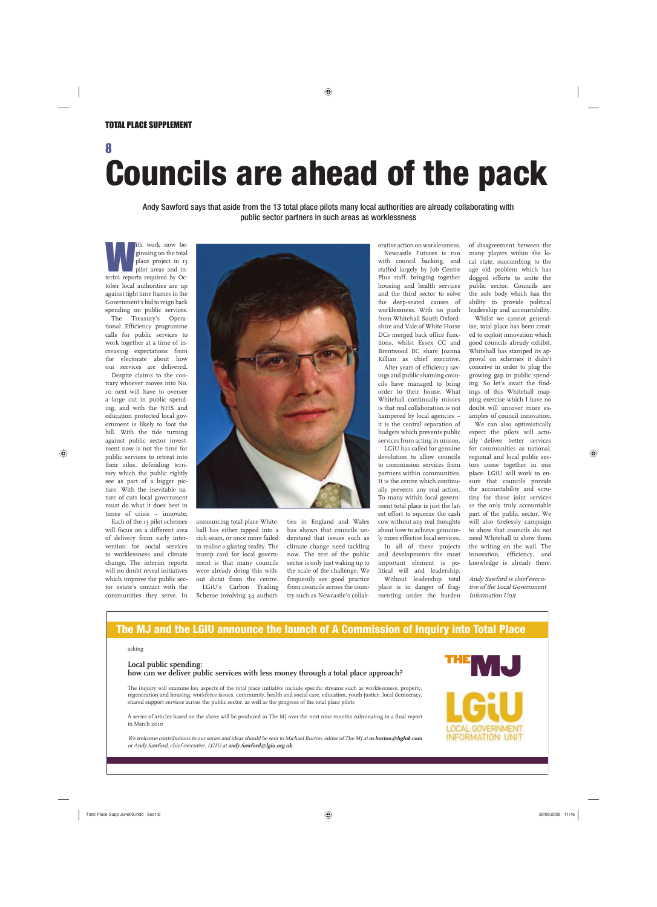TOTAL PLACE SUPPLEMENT

# Councils are ahead of the pack

**Andy Sawford says that aside from the 13 total place pilots many local authorities are already collaborating with public sector partners in such areas as worklessness**

With work now beginning on the total place project in 13 pilot areas and interim reports required by October local authorities are up against tight time frames in the Government's bid to reign back spending on public services.

The Treasury's Operational Efficiency programme calls for public services to work together at a time of increasing expectations from the electorate about how our services are delivered.

Despite claims to the contrary whoever moves into No. 10 next will have to oversee a large cut in public spending, and with the NHS and education protected local government is likely to foot the bill. With the tide turning against public sector investment now is not the time for public services to retreat into their silos, defending territory which the public rightly see as part of a bigger picture. With the inevitable nature of cuts local government must do what it does best in times of crisis – innovate.

Each of the 13 pilot schemes will focus on a different area of delivery from early intervention for social services to worklessness and climate change. The interim reports will no doubt reveal initiatives which improve the public sector estate's contact with the communities they serve. In announcing total place Whitehall has either tapped into a rich seam, or once more failed to realise a glaring reality. The trump card for local government is that many councils were already doing this without dictat from the centre.

LGiU's Carbon Trading Scheme involving 34 authorities in England and Wales has shown that councils understand that issues such as climate change need tackling now. The rest of the public sector is only just waking up to the scale of the challenge. We frequently see good practice from councils across the country such as Newcastle's collaborative action on worklessness.

Newcastle Futures is run with council backing, and staffed largely by Job Centre Plus staff, bringing together housing and health services and the third sector to solve the deep-seated causes of worklessness. With no push from Whitehall South Oxfordshire and Vale of White Horse DCs merged back office functions, whilst Essex CC and Brentwood BC share Joanna Killian as chief executive.

After years of efficiency savings and public shaming councils have managed to bring order to their house. What Whitehall continually misses is that real collaboration is not hampered by local agencies – it is the central separation of budgets which prevents public services from acting in unison.

LGiU has called for genuine devolution to allow councils to commission services from partners within communities. It is the centre which continually prevents any real action. To many within local government total place is just the latest effort to squeeze the cash cow without any real thoughts about how to achieve genuinely more effective local services.

In all of these projects and developments the most important element is political will and leadership. Without leadership total place is in danger of fragmenting under the burden of disagreement between the many players within the local state, succumbing to the age old problem which has dogged efforts to unite the public sector. Councils are the sole body which has the ability to provide political leadership and accountability.

Whilst we cannot generalise, total place has been created to exploit innovation which good councils already exhibit. Whitehall has stamped its approval on schemes it didn't conceive in order to plug the growing gap in public spending. So let's await the findings of this Whitehall mapping exercise which I have no doubt will uncover more examples of council innovation.

We can also optimistically expect the pilots will actually deliver better services for communities as national, regional and local public sectors come together in one place. LGiU will work to ensure that councils provide the accountability and scrutiny for these joint services as the only truly accountable part of the public sector. We will also tirelessly campaign to show that councils do not need Whitehall to show them the writing on the wall. The innovation, efficiency, and knowledge is already there.

*Andy Sawford is chief executive of the Local Government Information Unit*

## The MJ and the LGIU announce the launch of A Commission of Inquiry into Total Place

asking

**Local public spending:**
**how can we deliver public services with less money through a total place approach?**

The inquiry will examine key aspects of the total place initiative include specific streams such as worklessness, property, regeneration and housing, workforce issues, community, health and social care, education, youth justice, local democracy, shared support services across the public sector, as well as the progress of the total place pilots

A series of articles based on the above will be produced in The MJ over the next nine months culminating in a final report in March 2010

*We welcome contributions to our series and ideas should be sent to Michael Burton, editor of The MJ at* ***m.burton@hgluk.com*** *or Andy Sawford, chief executive, LGIU at* ***andy.Sawford@lgiu.org.uk***

THE MJ

LGiU LOCAL GOVERNMENT INFORMATION UNIT